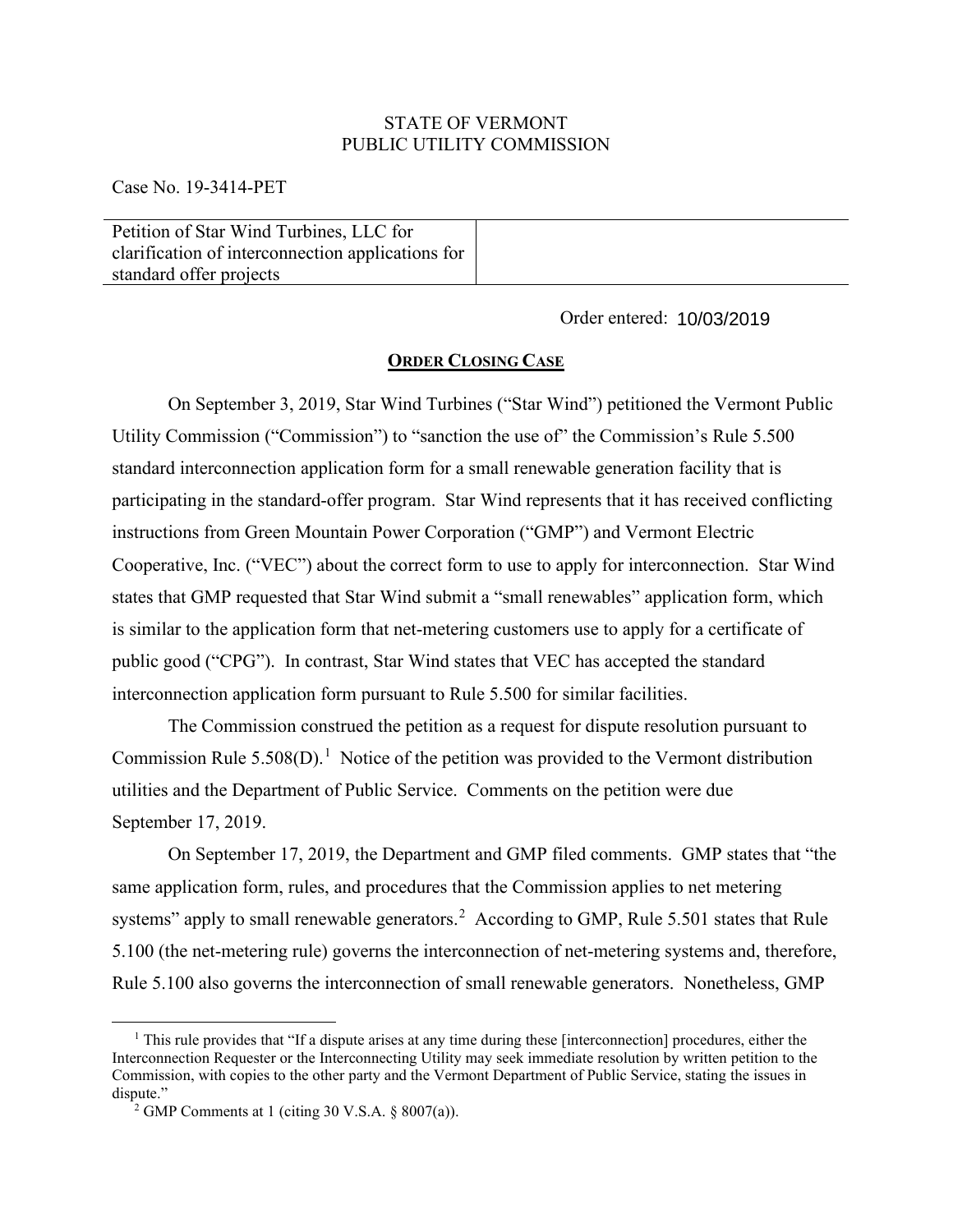STATE OF VERMONT
PUBLIC UTILITY COMMISSION

Case No. 19-3414-PET

| Petition of Star Wind Turbines, LLC for clarification of interconnection applications for standard offer projects | |
|---|---|

Order entered: 10/03/2019

## **ORDER CLOSING CASE**

On September 3, 2019, Star Wind Turbines ("Star Wind") petitioned the Vermont Public Utility Commission ("Commission") to "sanction the use of" the Commission's Rule 5.500 standard interconnection application form for a small renewable generation facility that is participating in the standard-offer program. Star Wind represents that it has received conflicting instructions from Green Mountain Power Corporation ("GMP") and Vermont Electric Cooperative, Inc. ("VEC") about the correct form to use to apply for interconnection. Star Wind states that GMP requested that Star Wind submit a "small renewables" application form, which is similar to the application form that net-metering customers use to apply for a certificate of public good ("CPG"). In contrast, Star Wind states that VEC has accepted the standard interconnection application form pursuant to Rule 5.500 for similar facilities.

The Commission construed the petition as a request for dispute resolution pursuant to Commission Rule 5.508(D).[1] Notice of the petition was provided to the Vermont distribution utilities and the Department of Public Service. Comments on the petition were due September 17, 2019.

On September 17, 2019, the Department and GMP filed comments. GMP states that "the same application form, rules, and procedures that the Commission applies to net metering systems" apply to small renewable generators.[2] According to GMP, Rule 5.501 states that Rule 5.100 (the net-metering rule) governs the interconnection of net-metering systems and, therefore, Rule 5.100 also governs the interconnection of small renewable generators. Nonetheless, GMP

[1] This rule provides that "If a dispute arises at any time during these [interconnection] procedures, either the Interconnection Requester or the Interconnecting Utility may seek immediate resolution by written petition to the Commission, with copies to the other party and the Vermont Department of Public Service, stating the issues in dispute."

[2] GMP Comments at 1 (citing 30 V.S.A. § 8007(a)).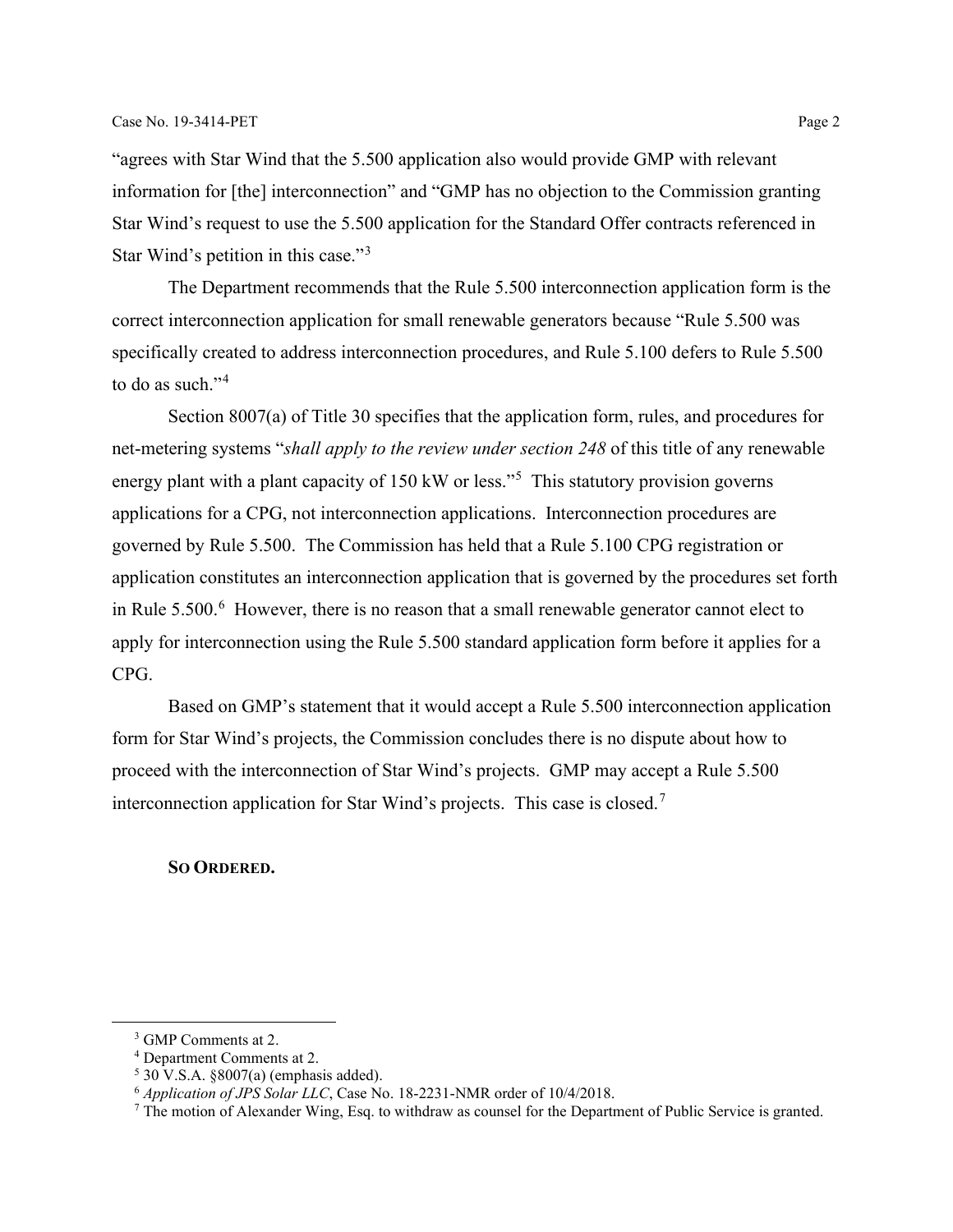"agrees with Star Wind that the 5.500 application also would provide GMP with relevant information for [the] interconnection" and "GMP has no objection to the Commission granting Star Wind's request to use the 5.500 application for the Standard Offer contracts referenced in Star Wind's petition in this case."[3]

The Department recommends that the Rule 5.500 interconnection application form is the correct interconnection application for small renewable generators because "Rule 5.500 was specifically created to address interconnection procedures, and Rule 5.100 defers to Rule 5.500 to do as such."[4]

Section 8007(a) of Title 30 specifies that the application form, rules, and procedures for net-metering systems "*shall apply to the review under section 248* of this title of any renewable energy plant with a plant capacity of 150 kW or less."[5] This statutory provision governs applications for a CPG, not interconnection applications. Interconnection procedures are governed by Rule 5.500. The Commission has held that a Rule 5.100 CPG registration or application constitutes an interconnection application that is governed by the procedures set forth in Rule 5.500.[6] However, there is no reason that a small renewable generator cannot elect to apply for interconnection using the Rule 5.500 standard application form before it applies for a CPG.

Based on GMP's statement that it would accept a Rule 5.500 interconnection application form for Star Wind's projects, the Commission concludes there is no dispute about how to proceed with the interconnection of Star Wind's projects. GMP may accept a Rule 5.500 interconnection application for Star Wind's projects. This case is closed.[7]

**SO ORDERED.**

---

[3] GMP Comments at 2.

[4] Department Comments at 2.

[5] 30 V.S.A. §8007(a) (emphasis added).

[6] *Application of JPS Solar LLC*, Case No. 18-2231-NMR order of 10/4/2018.

[7] The motion of Alexander Wing, Esq. to withdraw as counsel for the Department of Public Service is granted.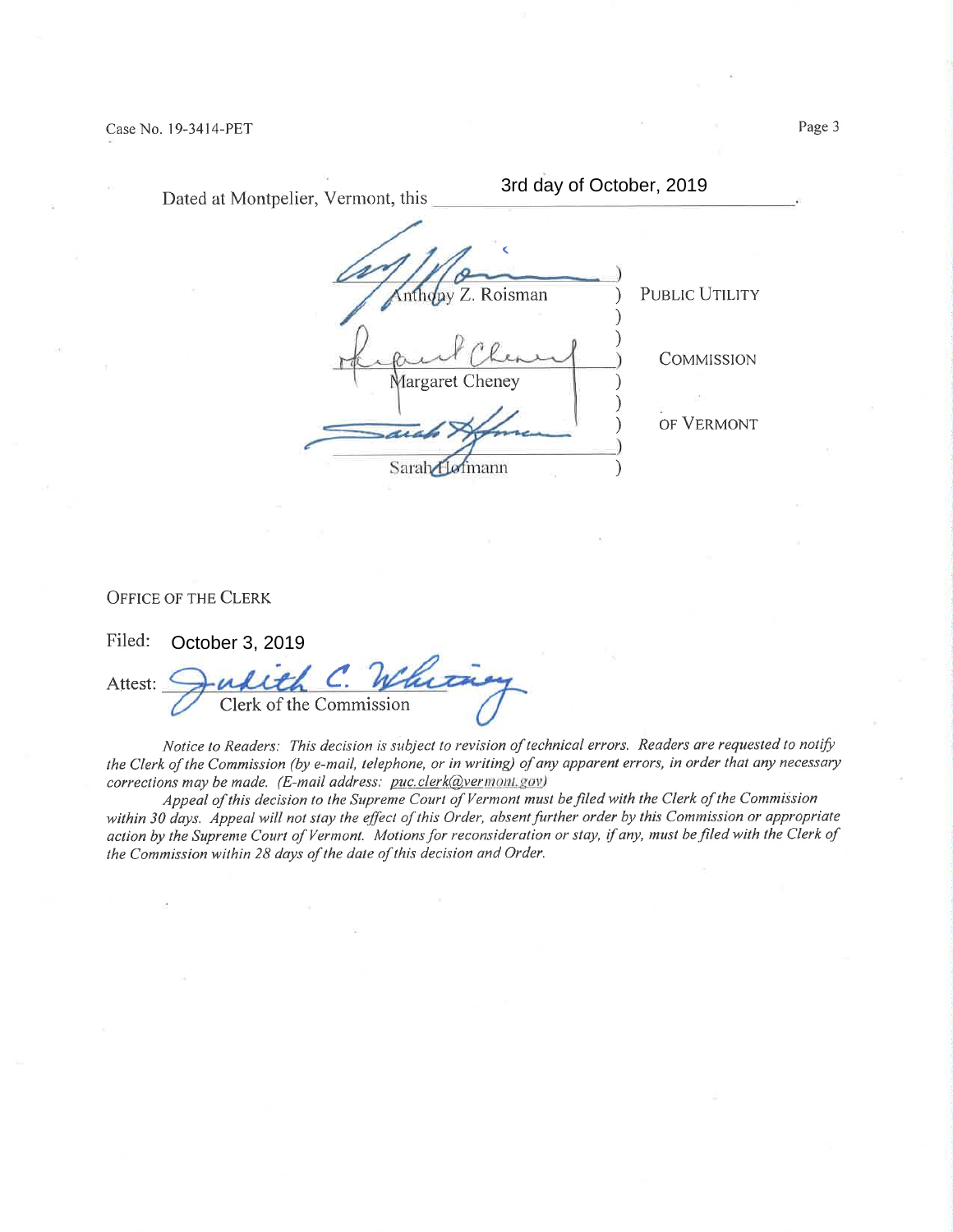Dated at Montpelier, Vermont, this 3rd day of October, 2019.

| | |
|---|---|
| Anthony Z. Roisman | PUBLIC UTILITY |
| Margaret Cheney | COMMISSION |
| Sarah Hofmann | OF VERMONT |

OFFICE OF THE CLERK

Filed: October 3, 2019

Attest: Clerk of the Commission

*Notice to Readers: This decision is subject to revision of technical errors. Readers are requested to notify the Clerk of the Commission (by e-mail, telephone, or in writing) of any apparent errors, in order that any necessary corrections may be made. (E-mail address: puc.clerk@vermont.gov)*

*Appeal of this decision to the Supreme Court of Vermont must be filed with the Clerk of the Commission within 30 days. Appeal will not stay the effect of this Order, absent further order by this Commission or appropriate action by the Supreme Court of Vermont. Motions for reconsideration or stay, if any, must be filed with the Clerk of the Commission within 28 days of the date of this decision and Order.*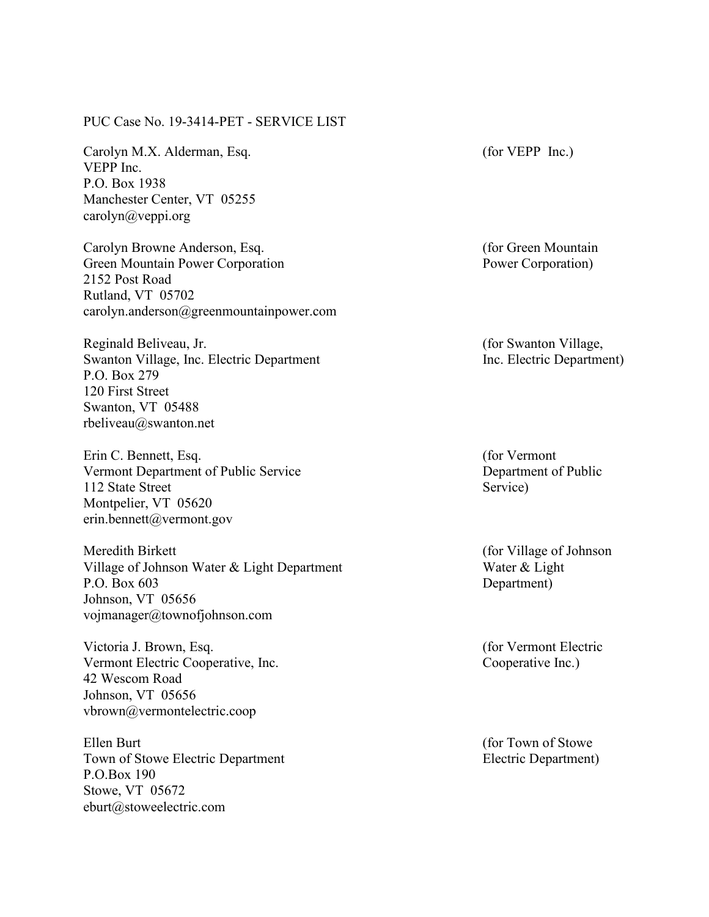PUC Case No. 19-3414-PET - SERVICE LIST

Carolyn M.X. Alderman, Esq.  
VEPP Inc.  
P.O. Box 1938  
Manchester Center, VT 05255  
carolyn@veppi.org  
(for VEPP Inc.)

Carolyn Browne Anderson, Esq.  
Green Mountain Power Corporation  
2152 Post Road  
Rutland, VT 05702  
carolyn.anderson@greenmountainpower.com  
(for Green Mountain Power Corporation)

Reginald Beliveau, Jr.  
Swanton Village, Inc. Electric Department  
P.O. Box 279  
120 First Street  
Swanton, VT 05488  
rbeliveau@swanton.net  
(for Swanton Village, Inc. Electric Department)

Erin C. Bennett, Esq.  
Vermont Department of Public Service  
112 State Street  
Montpelier, VT 05620  
erin.bennett@vermont.gov  
(for Vermont Department of Public Service)

Meredith Birkett  
Village of Johnson Water & Light Department  
P.O. Box 603  
Johnson, VT 05656  
vojmanager@townofjohnson.com  
(for Village of Johnson Water & Light Department)

Victoria J. Brown, Esq.  
Vermont Electric Cooperative, Inc.  
42 Wescom Road  
Johnson, VT 05656  
vbrown@vermontelectric.coop  
(for Vermont Electric Cooperative Inc.)

Ellen Burt  
Town of Stowe Electric Department  
P.O.Box 190  
Stowe, VT 05672  
eburt@stoweelectric.com  
(for Town of Stowe Electric Department)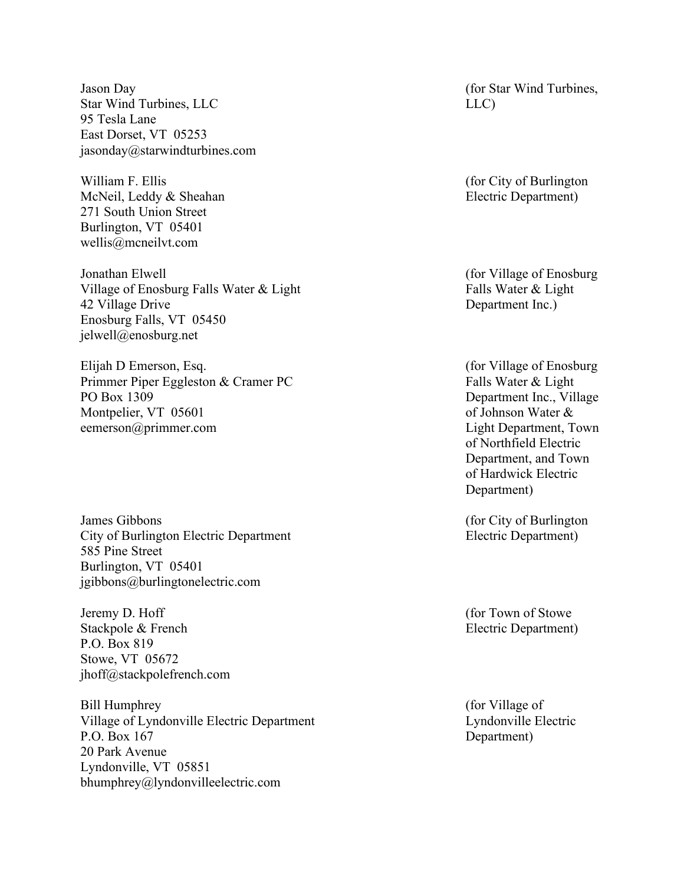Jason Day
Star Wind Turbines, LLC
95 Tesla Lane
East Dorset, VT 05253
jasonday@starwindturbines.com

(for Star Wind Turbines, LLC)

William F. Ellis
McNeil, Leddy & Sheahan
271 South Union Street
Burlington, VT 05401
wellis@mcneilvt.com

(for City of Burlington Electric Department)

Jonathan Elwell
Village of Enosburg Falls Water & Light
42 Village Drive
Enosburg Falls, VT 05450
jelwell@enosburg.net

(for Village of Enosburg Falls Water & Light Department Inc.)

Elijah D Emerson, Esq.
Primmer Piper Eggleston & Cramer PC
PO Box 1309
Montpelier, VT 05601
eemerson@primmer.com

(for Village of Enosburg Falls Water & Light Department Inc., Village of Johnson Water & Light Department, Town of Northfield Electric Department, and Town of Hardwick Electric Department)

James Gibbons
City of Burlington Electric Department
585 Pine Street
Burlington, VT 05401
jgibbons@burlingtonelectric.com

(for City of Burlington Electric Department)

Jeremy D. Hoff
Stackpole & French
P.O. Box 819
Stowe, VT 05672
jhoff@stackpolefrench.com

(for Town of Stowe Electric Department)

Bill Humphrey
Village of Lyndonville Electric Department
P.O. Box 167
20 Park Avenue
Lyndonville, VT 05851
bhumphrey@lyndonvilleelectric.com

(for Village of Lyndonville Electric Department)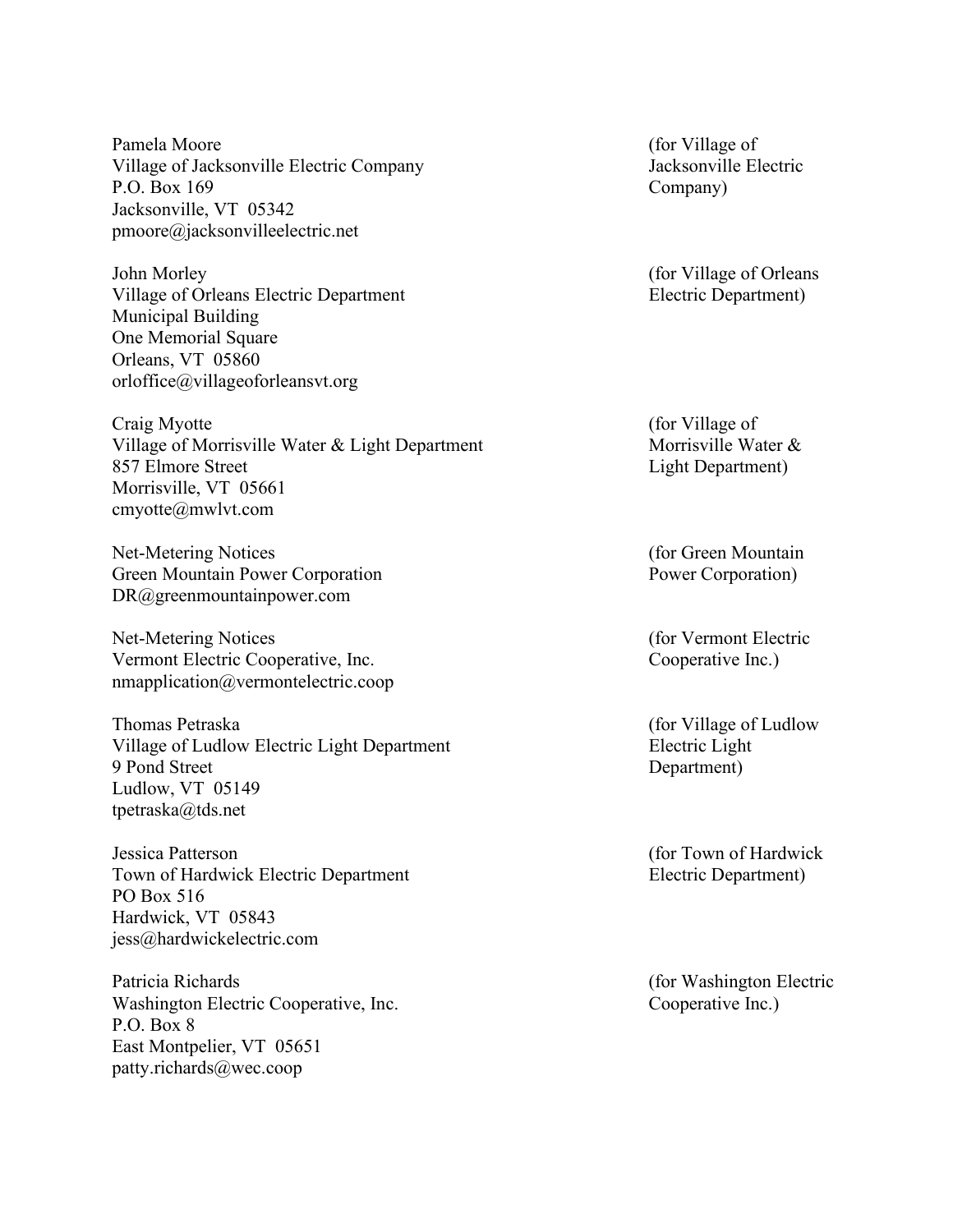Pamela Moore
Village of Jacksonville Electric Company
P.O. Box 169
Jacksonville, VT 05342
pmoore@jacksonvilleelectric.net

(for Village of Jacksonville Electric Company)

John Morley
Village of Orleans Electric Department
Municipal Building
One Memorial Square
Orleans, VT 05860
orloffice@villageoforleansvt.org

(for Village of Orleans Electric Department)

Craig Myotte
Village of Morrisville Water & Light Department
857 Elmore Street
Morrisville, VT 05661
cmyotte@mwlvt.com

(for Village of Morrisville Water & Light Department)

Net-Metering Notices
Green Mountain Power Corporation
DR@greenmountainpower.com

(for Green Mountain Power Corporation)

Net-Metering Notices
Vermont Electric Cooperative, Inc.
nmapplication@vermontelectric.coop

(for Vermont Electric Cooperative Inc.)

Thomas Petraska
Village of Ludlow Electric Light Department
9 Pond Street
Ludlow, VT 05149
tpetraska@tds.net

(for Village of Ludlow Electric Light Department)

Jessica Patterson
Town of Hardwick Electric Department
PO Box 516
Hardwick, VT 05843
jess@hardwickelectric.com

(for Town of Hardwick Electric Department)

Patricia Richards
Washington Electric Cooperative, Inc.
P.O. Box 8
East Montpelier, VT 05651
patty.richards@wec.coop

(for Washington Electric Cooperative Inc.)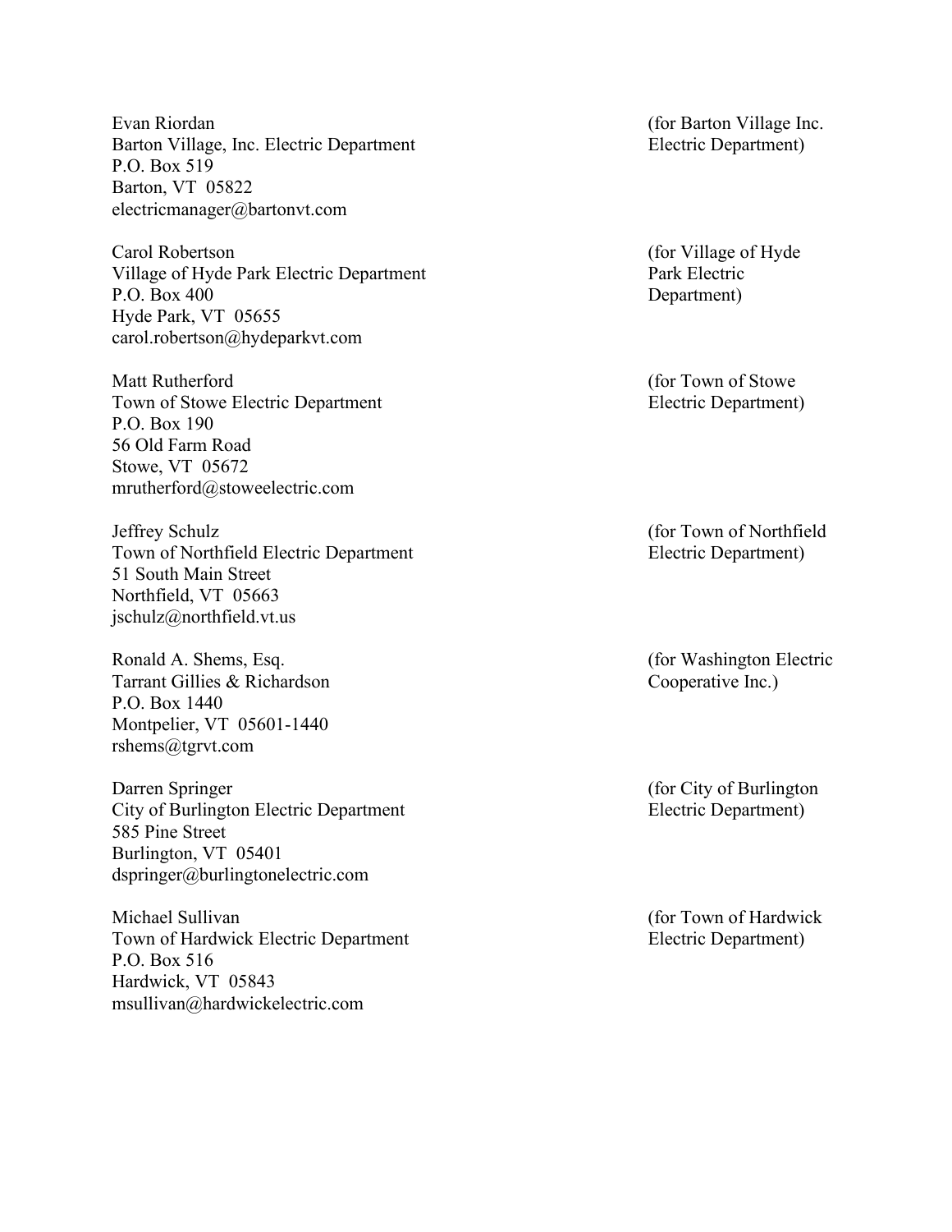Evan Riordan
Barton Village, Inc. Electric Department
P.O. Box 519
Barton, VT 05822
electricmanager@bartonvt.com

(for Barton Village Inc. Electric Department)

Carol Robertson
Village of Hyde Park Electric Department
P.O. Box 400
Hyde Park, VT 05655
carol.robertson@hydeparkvt.com

(for Village of Hyde Park Electric Department)

Matt Rutherford
Town of Stowe Electric Department
P.O. Box 190
56 Old Farm Road
Stowe, VT 05672
mrutherford@stoweelectric.com

(for Town of Stowe Electric Department)

Jeffrey Schulz
Town of Northfield Electric Department
51 South Main Street
Northfield, VT 05663
jschulz@northfield.vt.us

(for Town of Northfield Electric Department)

Ronald A. Shems, Esq.
Tarrant Gillies & Richardson
P.O. Box 1440
Montpelier, VT 05601-1440
rshems@tgrvt.com

(for Washington Electric Cooperative Inc.)

Darren Springer
City of Burlington Electric Department
585 Pine Street
Burlington, VT 05401
dspringer@burlingtonelectric.com

(for City of Burlington Electric Department)

Michael Sullivan
Town of Hardwick Electric Department
P.O. Box 516
Hardwick, VT 05843
msullivan@hardwickelectric.com

(for Town of Hardwick Electric Department)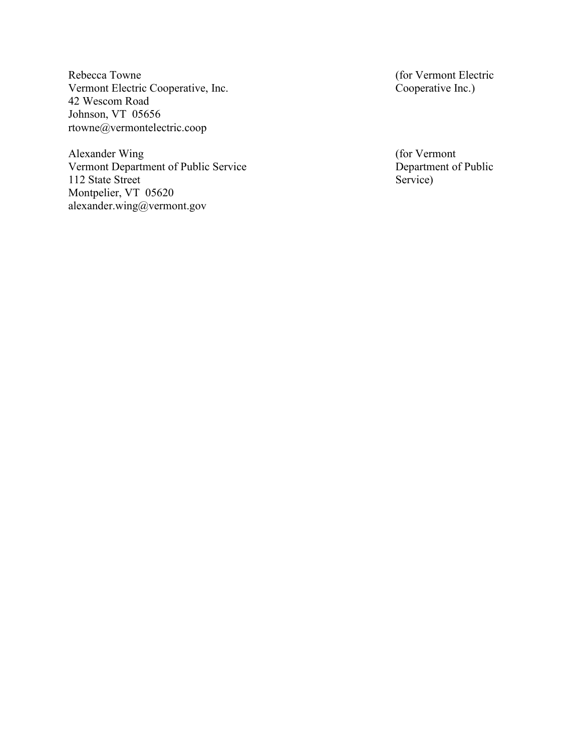Rebecca Towne
Vermont Electric Cooperative, Inc.
42 Wescom Road
Johnson, VT 05656
rtowne@vermontelectric.coop

(for Vermont Electric Cooperative Inc.)

Alexander Wing
Vermont Department of Public Service
112 State Street
Montpelier, VT 05620
alexander.wing@vermont.gov

(for Vermont Department of Public Service)